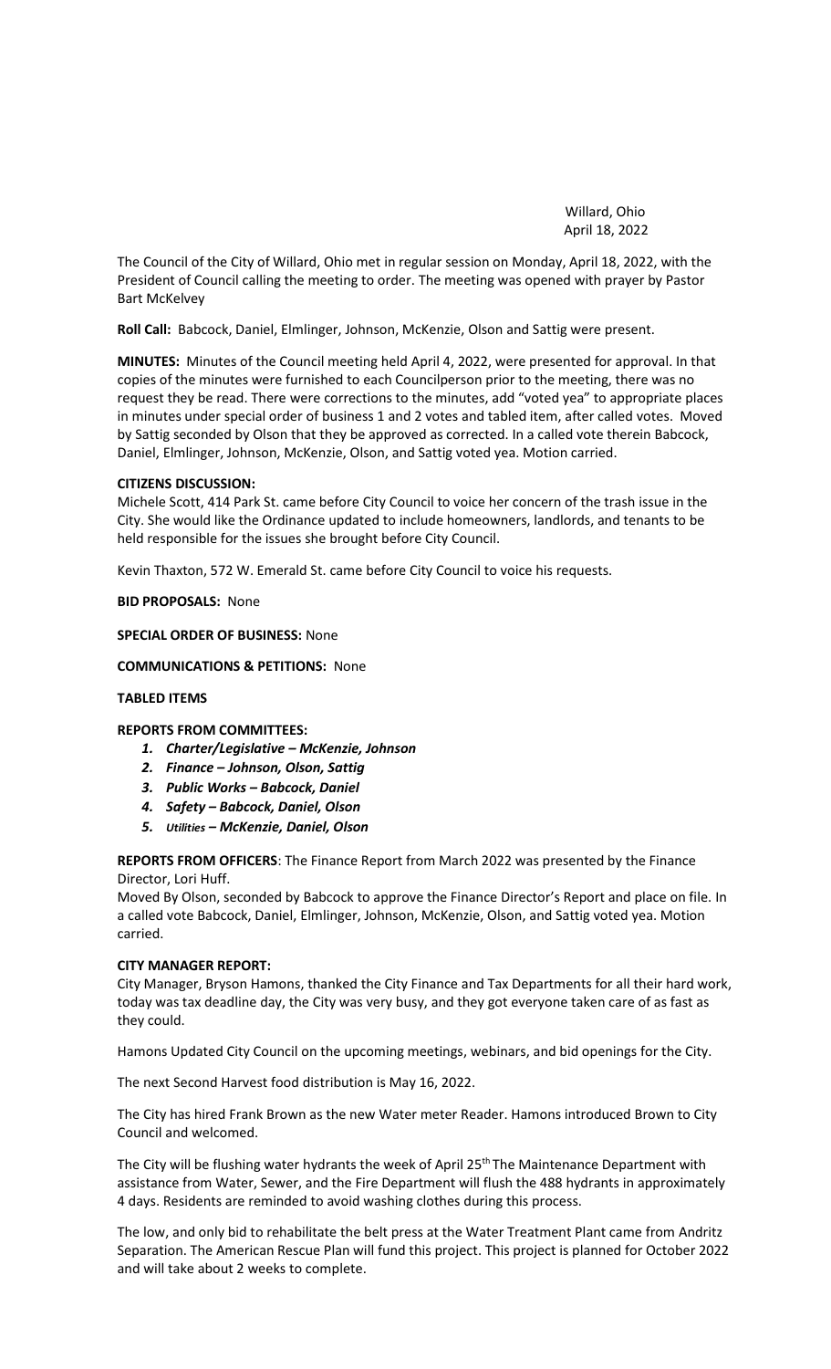Willard, Ohio
April 18, 2022

The Council of the City of Willard, Ohio met in regular session on Monday, April 18, 2022, with the President of Council calling the meeting to order. The meeting was opened with prayer by Pastor Bart McKelvey

**Roll Call:** Babcock, Daniel, Elmlinger, Johnson, McKenzie, Olson and Sattig were present.

**MINUTES:** Minutes of the Council meeting held April 4, 2022, were presented for approval. In that copies of the minutes were furnished to each Councilperson prior to the meeting, there was no request they be read. There were corrections to the minutes, add "voted yea" to appropriate places in minutes under special order of business 1 and 2 votes and tabled item, after called votes. Moved by Sattig seconded by Olson that they be approved as corrected. In a called vote therein Babcock, Daniel, Elmlinger, Johnson, McKenzie, Olson, and Sattig voted yea. Motion carried.

**CITIZENS DISCUSSION:**

Michele Scott, 414 Park St. came before City Council to voice her concern of the trash issue in the City. She would like the Ordinance updated to include homeowners, landlords, and tenants to be held responsible for the issues she brought before City Council.

Kevin Thaxton, 572 W. Emerald St. came before City Council to voice his requests.

**BID PROPOSALS:** None

**SPECIAL ORDER OF BUSINESS:** None

**COMMUNICATIONS & PETITIONS:** None

**TABLED ITEMS**

**REPORTS FROM COMMITTEES:**

1. ***Charter/Legislative – McKenzie, Johnson***
2. ***Finance – Johnson, Olson, Sattig***
3. ***Public Works – Babcock, Daniel***
4. ***Safety – Babcock, Daniel, Olson***
5. ***Utilities – McKenzie, Daniel, Olson***

**REPORTS FROM OFFICERS**: The Finance Report from March 2022 was presented by the Finance Director, Lori Huff.

Moved By Olson, seconded by Babcock to approve the Finance Director's Report and place on file. In a called vote Babcock, Daniel, Elmlinger, Johnson, McKenzie, Olson, and Sattig voted yea. Motion carried.

**CITY MANAGER REPORT:**

City Manager, Bryson Hamons, thanked the City Finance and Tax Departments for all their hard work, today was tax deadline day, the City was very busy, and they got everyone taken care of as fast as they could.

Hamons Updated City Council on the upcoming meetings, webinars, and bid openings for the City.

The next Second Harvest food distribution is May 16, 2022.

The City has hired Frank Brown as the new Water meter Reader. Hamons introduced Brown to City Council and welcomed.

The City will be flushing water hydrants the week of April 25th The Maintenance Department with assistance from Water, Sewer, and the Fire Department will flush the 488 hydrants in approximately 4 days. Residents are reminded to avoid washing clothes during this process.

The low, and only bid to rehabilitate the belt press at the Water Treatment Plant came from Andritz Separation. The American Rescue Plan will fund this project. This project is planned for October 2022 and will take about 2 weeks to complete.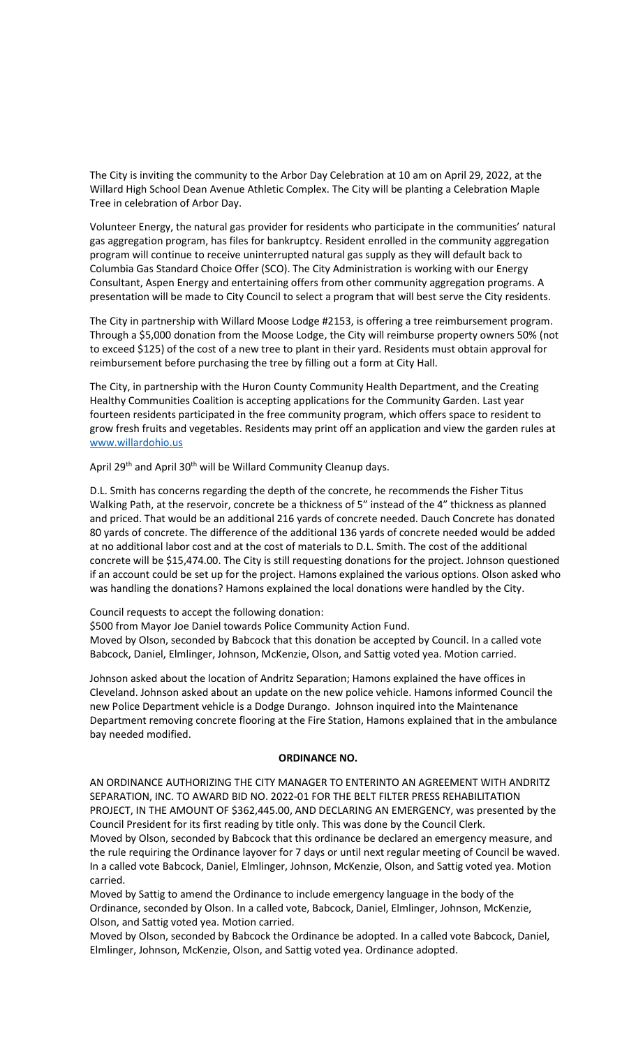The City is inviting the community to the Arbor Day Celebration at 10 am on April 29, 2022, at the Willard High School Dean Avenue Athletic Complex. The City will be planting a Celebration Maple Tree in celebration of Arbor Day.

Volunteer Energy, the natural gas provider for residents who participate in the communities' natural gas aggregation program, has files for bankruptcy. Resident enrolled in the community aggregation program will continue to receive uninterrupted natural gas supply as they will default back to Columbia Gas Standard Choice Offer (SCO). The City Administration is working with our Energy Consultant, Aspen Energy and entertaining offers from other community aggregation programs. A presentation will be made to City Council to select a program that will best serve the City residents.

The City in partnership with Willard Moose Lodge #2153, is offering a tree reimbursement program. Through a $5,000 donation from the Moose Lodge, the City will reimburse property owners 50% (not to exceed $125) of the cost of a new tree to plant in their yard. Residents must obtain approval for reimbursement before purchasing the tree by filling out a form at City Hall.

The City, in partnership with the Huron County Community Health Department, and the Creating Healthy Communities Coalition is accepting applications for the Community Garden. Last year fourteen residents participated in the free community program, which offers space to resident to grow fresh fruits and vegetables. Residents may print off an application and view the garden rules at www.willardohio.us

April 29th and April 30th will be Willard Community Cleanup days.

D.L. Smith has concerns regarding the depth of the concrete, he recommends the Fisher Titus Walking Path, at the reservoir, concrete be a thickness of 5" instead of the 4" thickness as planned and priced. That would be an additional 216 yards of concrete needed. Dauch Concrete has donated 80 yards of concrete. The difference of the additional 136 yards of concrete needed would be added at no additional labor cost and at the cost of materials to D.L. Smith. The cost of the additional concrete will be $15,474.00. The City is still requesting donations for the project. Johnson questioned if an account could be set up for the project. Hamons explained the various options. Olson asked who was handling the donations? Hamons explained the local donations were handled by the City.

Council requests to accept the following donation:
$500 from Mayor Joe Daniel towards Police Community Action Fund.
Moved by Olson, seconded by Babcock that this donation be accepted by Council. In a called vote Babcock, Daniel, Elmlinger, Johnson, McKenzie, Olson, and Sattig voted yea. Motion carried.

Johnson asked about the location of Andritz Separation; Hamons explained the have offices in Cleveland. Johnson asked about an update on the new police vehicle. Hamons informed Council the new Police Department vehicle is a Dodge Durango. Johnson inquired into the Maintenance Department removing concrete flooring at the Fire Station, Hamons explained that in the ambulance bay needed modified.

**ORDINANCE NO.**

AN ORDINANCE AUTHORIZING THE CITY MANAGER TO ENTERINTO AN AGREEMENT WITH ANDRITZ SEPARATION, INC. TO AWARD BID NO. 2022-01 FOR THE BELT FILTER PRESS REHABILITATION PROJECT, IN THE AMOUNT OF $362,445.00, AND DECLARING AN EMERGENCY, was presented by the Council President for its first reading by title only. This was done by the Council Clerk.
Moved by Olson, seconded by Babcock that this ordinance be declared an emergency measure, and the rule requiring the Ordinance layover for 7 days or until next regular meeting of Council be waved. In a called vote Babcock, Daniel, Elmlinger, Johnson, McKenzie, Olson, and Sattig voted yea. Motion carried.
Moved by Sattig to amend the Ordinance to include emergency language in the body of the Ordinance, seconded by Olson. In a called vote, Babcock, Daniel, Elmlinger, Johnson, McKenzie, Olson, and Sattig voted yea. Motion carried.
Moved by Olson, seconded by Babcock the Ordinance be adopted. In a called vote Babcock, Daniel, Elmlinger, Johnson, McKenzie, Olson, and Sattig voted yea. Ordinance adopted.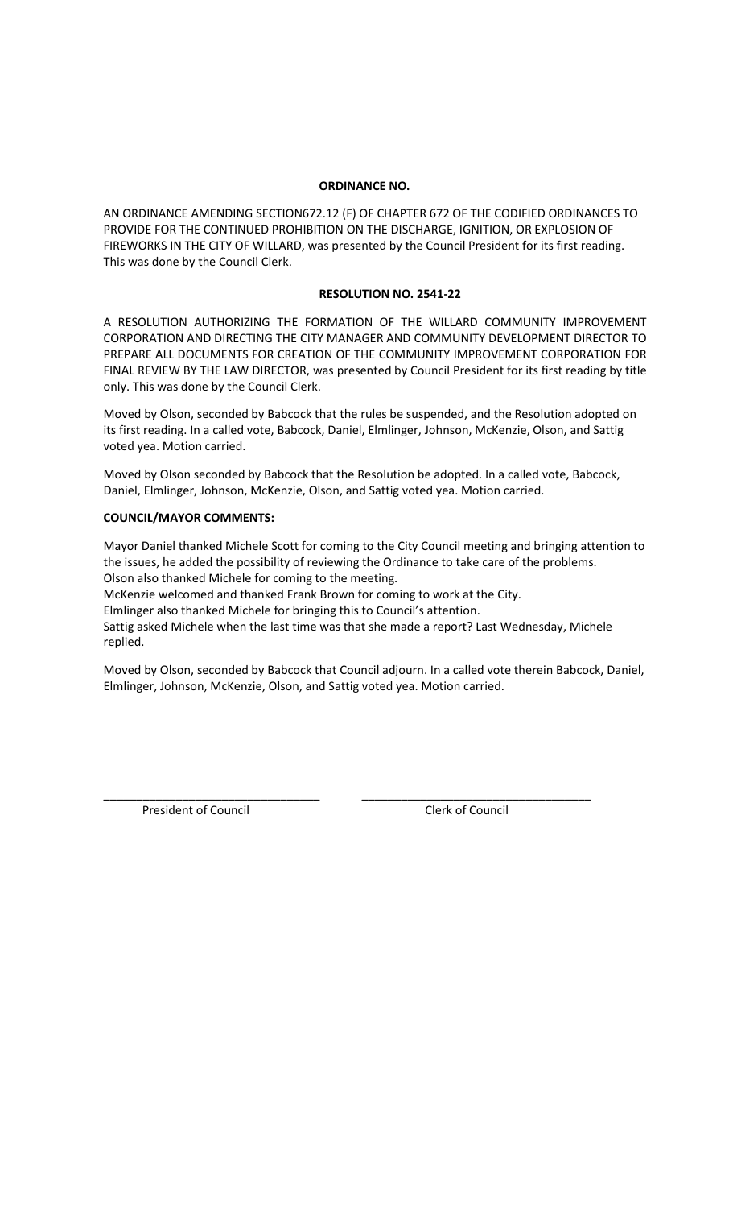**ORDINANCE NO.**

AN ORDINANCE AMENDING SECTION672.12 (F) OF CHAPTER 672 OF THE CODIFIED ORDINANCES TO PROVIDE FOR THE CONTINUED PROHIBITION ON THE DISCHARGE, IGNITION, OR EXPLOSION OF FIREWORKS IN THE CITY OF WILLARD, was presented by the Council President for its first reading. This was done by the Council Clerk.

**RESOLUTION NO. 2541-22**

A RESOLUTION AUTHORIZING THE FORMATION OF THE WILLARD COMMUNITY IMPROVEMENT CORPORATION AND DIRECTING THE CITY MANAGER AND COMMUNITY DEVELOPMENT DIRECTOR TO PREPARE ALL DOCUMENTS FOR CREATION OF THE COMMUNITY IMPROVEMENT CORPORATION FOR FINAL REVIEW BY THE LAW DIRECTOR, was presented by Council President for its first reading by title only. This was done by the Council Clerk.

Moved by Olson, seconded by Babcock that the rules be suspended, and the Resolution adopted on its first reading. In a called vote, Babcock, Daniel, Elmlinger, Johnson, McKenzie, Olson, and Sattig voted yea. Motion carried.

Moved by Olson seconded by Babcock that the Resolution be adopted. In a called vote, Babcock, Daniel, Elmlinger, Johnson, McKenzie, Olson, and Sattig voted yea. Motion carried.

**COUNCIL/MAYOR COMMENTS:**

Mayor Daniel thanked Michele Scott for coming to the City Council meeting and bringing attention to the issues, he added the possibility of reviewing the Ordinance to take care of the problems.
Olson also thanked Michele for coming to the meeting.
McKenzie welcomed and thanked Frank Brown for coming to work at the City.
Elmlinger also thanked Michele for bringing this to Council's attention.
Sattig asked Michele when the last time was that she made a report? Last Wednesday, Michele replied.

Moved by Olson, seconded by Babcock that Council adjourn. In a called vote therein Babcock, Daniel, Elmlinger, Johnson, McKenzie, Olson, and Sattig voted yea. Motion carried.

_________________________________ _________________________________

President of Council Clerk of Council